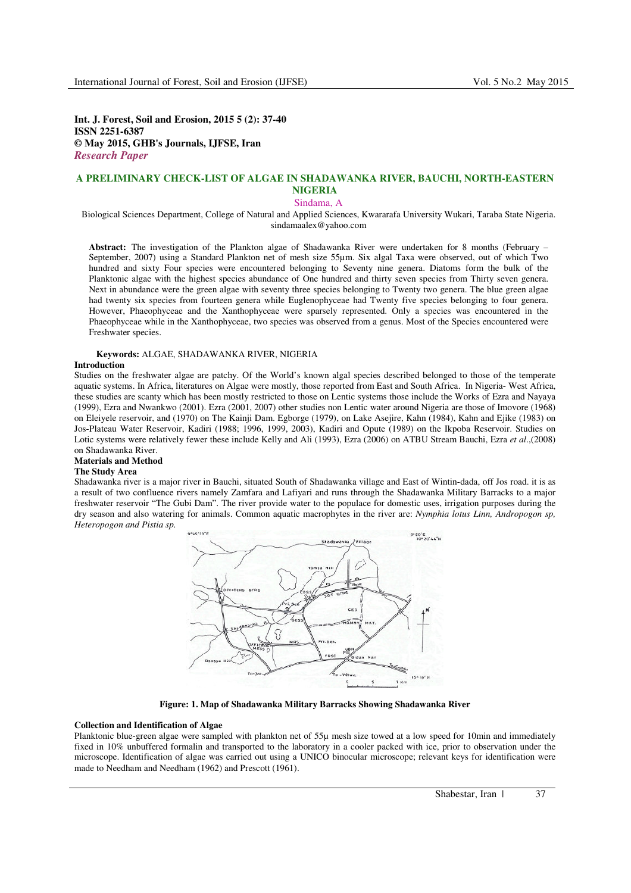**Int. J. Forest, Soil and Erosion, 2015 5 (2): 37-40**
**ISSN 2251-6387**
**© May 2015, GHB's Journals, IJFSE, Iran**
***Research Paper***

# A PRELIMINARY CHECK-LIST OF ALGAE IN SHADAWANKA RIVER, BAUCHI, NORTH-EASTERN NIGERIA

Sindama, A

Biological Sciences Department, College of Natural and Applied Sciences, Kwararafa University Wukari, Taraba State Nigeria.
sindamaalex@yahoo.com

**Abstract:** The investigation of the Plankton algae of Shadawanka River were undertaken for 8 months (February – September, 2007) using a Standard Plankton net of mesh size 55µm. Six algal Taxa were observed, out of which Two hundred and sixty Four species were encountered belonging to Seventy nine genera. Diatoms form the bulk of the Planktonic algae with the highest species abundance of One hundred and thirty seven species from Thirty seven genera. Next in abundance were the green algae with seventy three species belonging to Twenty two genera. The blue green algae had twenty six species from fourteen genera while Euglenophyceae had Twenty five species belonging to four genera. However, Phaeophyceae and the Xanthophyceae were sparsely represented. Only a species was encountered in the Phaeophyceae while in the Xanthophyceae, two species was observed from a genus. Most of the Species encountered were Freshwater species.

**Keywords:** ALGAE, SHADAWANKA RIVER, NIGERIA

## Introduction

Studies on the freshwater algae are patchy. Of the World's known algal species described belonged to those of the temperate aquatic systems. In Africa, literatures on Algae were mostly, those reported from East and South Africa. In Nigeria- West Africa, these studies are scanty which has been mostly restricted to those on Lentic systems those include the Works of Ezra and Nayaya (1999), Ezra and Nwankwo (2001). Ezra (2001, 2007) other studies non Lentic water around Nigeria are those of Imovore (1968) on Eleiyele reservoir, and (1970) on The Kainji Dam. Egborge (1979), on Lake Asejire, Kahn (1984), Kahn and Ejike (1983) on Jos-Plateau Water Reservoir, Kadiri (1988; 1996, 1999, 2003), Kadiri and Opute (1989) on the Ikpoba Reservoir. Studies on Lotic systems were relatively fewer these include Kelly and Ali (1993), Ezra (2006) on ATBU Stream Bauchi, Ezra *et al*.,(2008) on Shadawanka River.

## Materials and Method

### The Study Area

Shadawanka river is a major river in Bauchi, situated South of Shadawanka village and East of Wintin-dada, off Jos road. it is as a result of two confluence rivers namely Zamfara and Lafiyari and runs through the Shadawanka Military Barracks to a major freshwater reservoir "The Gubi Dam". The river provide water to the populace for domestic uses, irrigation purposes during the dry season and also watering for animals. Common aquatic macrophytes in the river are: *Nymphia lotus Linn, Andropogon sp, Heteropogon and Pistia sp.*

**Figure: 1. Map of Shadawanka Military Barracks Showing Shadawanka River**

### Collection and Identification of Algae

Planktonic blue-green algae were sampled with plankton net of 55µ mesh size towed at a low speed for 10min and immediately fixed in 10% unbuffered formalin and transported to the laboratory in a cooler packed with ice, prior to observation under the microscope. Identification of algae was carried out using a UNICO binocular microscope; relevant keys for identification were made to Needham and Needham (1962) and Prescott (1961).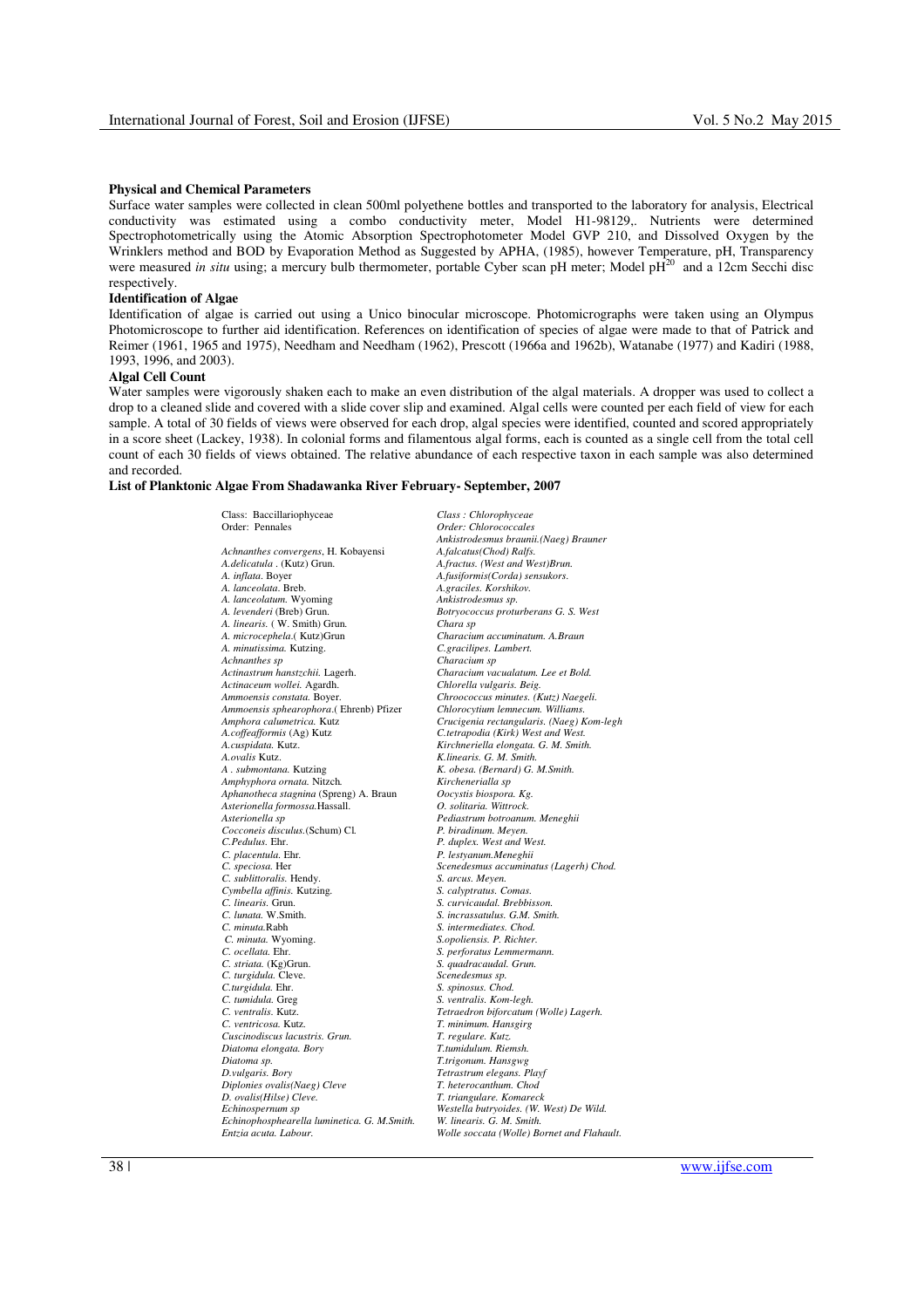**Physical and Chemical Parameters**

Surface water samples were collected in clean 500ml polyethene bottles and transported to the laboratory for analysis, Electrical conductivity was estimated using a combo conductivity meter, Model H1-98129,. Nutrients were determined Spectrophotometrically using the Atomic Absorption Spectrophotometer Model GVP 210, and Dissolved Oxygen by the Wrinklers method and BOD by Evaporation Method as Suggested by APHA, (1985), however Temperature, pH, Transparency were measured *in situ* using; a mercury bulb thermometer, portable Cyber scan pH meter; Model $pH^{20}$ and a 12cm Secchi disc respectively.

**Identification of Algae**

Identification of algae is carried out using a Unico binocular microscope. Photomicrographs were taken using an Olympus Photomicroscope to further aid identification. References on identification of species of algae were made to that of Patrick and Reimer (1961, 1965 and 1975), Needham and Needham (1962), Prescott (1966a and 1962b), Watanabe (1977) and Kadiri (1988, 1993, 1996, and 2003).

**Algal Cell Count**

Water samples were vigorously shaken each to make an even distribution of the algal materials. A dropper was used to collect a drop to a cleaned slide and covered with a slide cover slip and examined. Algal cells were counted per each field of view for each sample. A total of 30 fields of views were observed for each drop, algal species were identified, counted and scored appropriately in a score sheet (Lackey, 1938). In colonial forms and filamentous algal forms, each is counted as a single cell from the total cell count of each 30 fields of views obtained. The relative abundance of each respective taxon in each sample was also determined and recorded.

**List of Planktonic Algae From Shadawanka River February- September, 2007**

Class: Baccillariophyceae
Order: Pennales

*Achnanthes convergens*, H. Kobayensi
*A.delicatula* . (Kutz) Grun.
*A. inflata*. Boyer
*A. lanceolata*. Breb.
*A. lanceolatum.* Wyoming
*A. levenderi* (Breb) Grun.
*A. linearis.* ( W. Smith) Grun.
*A. microcephela*.( Kutz)Grun
*A. minutissima.* Kutzing.
*Achnanthes sp*
*Actinastrum hanstzchii.* Lagerh.
*Actinaceum wollei.* Agardh.
*Ammoensis constata.* Boyer.
*Ammoensis sphearophora*.( Ehrenb) Pfizer
*Amphora calumetrica.* Kutz
*A.coffeafformis* (Ag) Kutz
*A.cuspidata.* Kutz.
*A.ovalis* Kutz.
*A . submontana.* Kutzing
*Amphyphora ornata.* Nitzch.
*Aphanotheca stagnina* (Spreng) A. Braun
*Asterionella formossa.*Hassall.
*Asterionella sp*
*Cocconeis disculus*.(Schum) Cl.
*C.Pedulus.* Ehr.
*C. placentula.* Ehr.
*C. speciosa.* Her
*C. sublittoralis.* Hendy.
*Cymbella affinis.* Kutzing.
*C. linearis.* Grun.
*C. lunata.* W.Smith.
*C. minuta.*Rabh
*C. minuta.* Wyoming.
*C. ocellata.* Ehr.
*C. striata.* (Kg)Grun.
*C. turgidula.* Cleve.
*C.turgidula.* Ehr.
*C. tumidula.* Greg
*C. ventralis.* Kutz.
*C. ventricosa.* Kutz.
*Cuscinodiscus lacustris. Grun.*
*Diatoma elongata. Bory*
*Diatoma sp.*
*D.vulgaris. Bory*
*Diplonies ovalis(Naeg) Cleve*
*D. ovalis(Hilse) Cleve.*
*Echinospernum sp*
*Echinophosphearella luminetica. G. M.Smith.*
*Entzia acuta. Labour.*

*Class : Chlorophyceae*
*Order: Chlorococcales*

*Ankistrodesmus braunii.(Naeg) Brauner*
*A.falcatus(Chod) Ralfs.*
*A.fractus. (West and West)Brun.*
*A.fusiformis(Corda) sensukors.*
*A.graciles. Korshikov.*
*Ankistrodesmus sp.*
*Botryococcus proturberans G. S. West*
*Chara sp*
*Characium accuminatum. A.Braun*
*C.gracilipes. Lambert.*
*Characium sp*
*Characium vacualatum. Lee et Bold.*
*Chlorella vulgaris. Beig.*
*Chroococcus minutes. (Kutz) Naegeli.*
*Chlorocytium lemnecum. Williams.*
*Crucigenia rectangularis. (Naeg) Kom-legh*
*C.tetrapodia (Kirk) West and West.*
*Kirchneriella elongata. G. M. Smith.*
*K.linearis. G. M. Smith.*
*K. obesa. (Bernard) G. M.Smith.*
*Kircheneriella sp*
*Oocystis biospora. Kg.*
*O. solitaria. Wittrock.*
*Pediastrum botroanum. Meneghii*
*P. biradinum. Meyen.*
*P. duplex. West and West.*
*P. lestyanum.Meneghii*
*Scenedesmus accuminatus (Lagerh) Chod.*
*S. arcus. Meyen.*
*S. calyptratus. Comas.*
*S. curvicaudal. Brebbisson.*
*S. incrassatulus. G.M. Smith.*
*S. intermediates. Chod.*
*S.opoliensis. P. Richter.*
*S. perforatus Lemmermann.*
*S. quadracaudal. Grun.*
*Scenedesmus sp.*
*S. spinosus. Chod.*
*S. ventralis. Kom-legh.*
*Tetraedron biforcatum (Wolle) Lagerh.*
*T. minimum. Hansgirg*
*T. regulare. Kutz.*
*T.tumidulum. Riemsh.*
*T.trigonum. Hansgwg*
*Tetrastrum elegans. Playf*
*T. heterocanthum. Chod*
*T. triangulare. Komareck*
*Westella butryoides. (W. West) De Wild.*
*W. linearis. G. M. Smith.*
*Wolle soccata (Wolle) Bornet and Flahault.*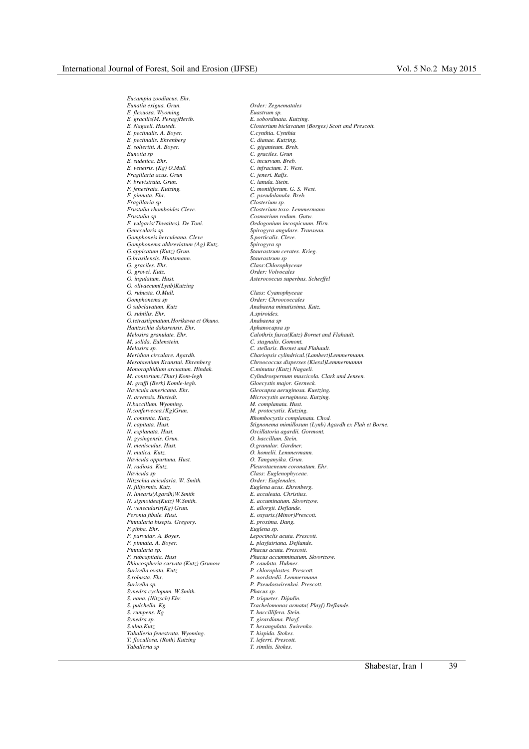*Eucampia zoodiacus. Ehr.*
*Eunatia exigua. Grun.*
*E. flexuosa. Wyoming.*
*E. gracilis(M. Perag)Herib.*
*E. Nagaeli. Hustedt.*
*E. pectinalis. A. Boyer.*
*E. pectinalis. Ehrenberg*
*E. solieritti. A. Boyer.*
*Eunotia sp*
*E. sudetica. Ehr.*
*E. venetris. (Kg) O.Mull.*
*Fragillaria acus. Grun*
*F. brevistrata. Grun.*
*F. fenestrata. Kutzing.*
*F. pinnata. Ehr.*
*Fragillaria sp*
*Frustulia rhomboides Cleve.*
*Frustulia sp*
*F. vulgaris(Thwaites). De Toni.*
*Genecularis sp.*
*Gomphoneis herculeana. Cleve*
*Gomphonema abbreviatum (Ag) Kutz.*
*G.appicatum (Kutz) Grun.*
*G.brasilensis. Huntsmann.*
*G. graciles. Ehr.*
*G. grovei. Kutz.*
*G. ingulatum. Hust.*
*G. olivaecum(Lynb)Kutzing*
*G. rubusta. O.Mull.*
*Gomphonema sp*
*G subclavatum. Kutz*
*G. subtilis. Ehr.*
*G.tetrastigmatum.Horikawa et Okuno.*
*Hantzschia dakarensis. Ehr.*
*Melosira granulate. Ehr.*
*M. solida. Eulenstein.*
*Melosira sp.*
*Meridion circulare. Agardh.*
*Mesotaenium Kranstai. Ehrenberg*
*Monoraphidium arcuatum. Hindak.*
*M. contorium.(Thur) Kom-legh*
*M. graffi (Berk) Komle-legh.*
*Navicula americana. Ehr.*
*N. arvensis. Hustedt.*
*N.baccillum. Wyoming.*
*N.confervecea.(Kg)Grun.*
*N. contenta. Kutz.*
*N. capitata. Hust.*
*N. explanata. Hust.*
*N. gysingensis. Grun.*
*N. menisculus. Hust.*
*N. mutica. Kutz.*
*Navicula oppurtuna. Hust.*
*N. radiosa. Kutz.*
*Navicula sp*
*Nitzschia acicularia. W. Smith.*
*N. filiformis. Kutz.*
*N. linearis(Agardh)W.Smith*
*N. sigmoidea(Kutz) W.Smith.*
*N. venecularis(Kg) Grun.*
*Peronia fibule. Hust.*
*Pinnularia bisepts. Gregory.*
*P.gibba. Ehr.*
*P. parvular. A. Boyer.*
*P. pinnata. A. Boyer.*
*Pinnularia sp.*
*P. subcapitata. Hust*
*Rhiocospheria curvata (Kutz) Grunow*
*Surirella ovata. Kutz*
*S.robusta. Ehr.*
*Surirella sp.*
*Synedra cyclopum. W.Smith.*
*S. nana. (Nitzsch) Ehr.*
*S. pulchella. Kg.*
*S. rumpens. Kg*
*Synedra sp.*
*S.ulna.Kutz*
*Taballeria fenestrata. Wyoming.*
*T. flocullosa. (Roth) Kutzing*
*Taballeria sp*

*Order: Zegnematales*
*Euastrum sp.*
*E. sobordinata. Kutzing.*
*Closterium biclavatum (Borges) Scott and Prescott.*
*C.cynthia. Cynthia*
*C. dianae. Kutzing.*
*C. giganteum. Breb.*
*C. graciles. Grun*
*C. incurvum. Breb.*
*C. infractum. T. West.*
*C. jeneri. Ralfs.*
*C. lanula. Stein.*
*C. moniliferum. G. S. West.*
*C. pseudolanula. Breb.*
*Closterium sp.*
*Closterium toxo. Lemmermann*
*Cosmarium rodum. Gutw.*
*Oedogonium incospicuum. Hirn.*
*Spirogyra angulare. Transeau.*
*S.porticalis. Cleve.*
*Spirogyra sp*
*Staurastrum cerates. Krieg.*
*Staurastrum sp*
*Class:Chlorophyceae*
*Order: Volvocales*
*Asterococcus superbus. Scherffel*

*Class: Cyanophyceae*
*Order: Chroococcales*
*Anabaena minutissima. Kutz.*
*A.spiroides.*
*Anabaena sp*
*Aphanocapsa sp*
*Calothrix fusca(Kutz) Bornet and Flahault.*
*C. stagnalis. Gomont.*
*C. stellaris. Bornet and Flahault.*
*Chariopsis cylindrical.(Lambert)Lemmermann.*
*Chroococcus disperses (Kiessl)Lemmermannn*
*C.minutus (Kutz) Nagaeli.*
*Cylindrospernum muscicola. Clark and Jensen.*
*Gloecystis major. Gerneck.*
*Gleocapsa aeruginosa. Kuetzing.*
*Microcystis aeruginosa. Kutzing.*
*M. complanata. Hust.*
*M. protocystis. Kutzing.*
*Rhombocystis complanata. Chod.*
*Stignonema mimillosum (Lynb) Agardh ex Flah et Borne.*
*Oscillatoria agardii. Gormont.*
*O. baccillum. Stein.*
*O.granular. Gardner.*
*O. homelii. Lemmermann.*
*O. Tanganyika. Grun.*
*Pleurotaeneum coronatum. Ehr.*
*Class: Euglenophyceae.*
*Order: Euglenales.*
*Euglena acus. Ehrenberg.*
*E. acculeata. Christiux.*
*E. accuminatum. Skvortzow.*
*E. allorgii. Deflande.*
*E. oxyuris.(Minor)Prescott.*
*E. proxima. Dang.*
*Euglena sp.*
*Lepocinclis acuta. Prescott.*
*L. playfairiana. Deflande.*
*Phacus acuta. Prescott.*
*Phacus accumminatum. Skvortzow.*
*P. caudata. Hubner.*
*P. chloroplastes. Prescott.*
*P. nordstedii. Lemmermann*
*P. Pseudoswirenkoi. Prescott.*
*Phacus sp.*
*P. triqueter. Dijadin.*
*Trachelomonas armata( Playf) Deflande.*
*T. baccillifera. Stein.*
*T. girardiana. Playf.*
*T. hexangulata. Swirenko.*
*T. hispida. Stokes.*
*T. leferri. Prescott.*
*T. similis. Stokes.*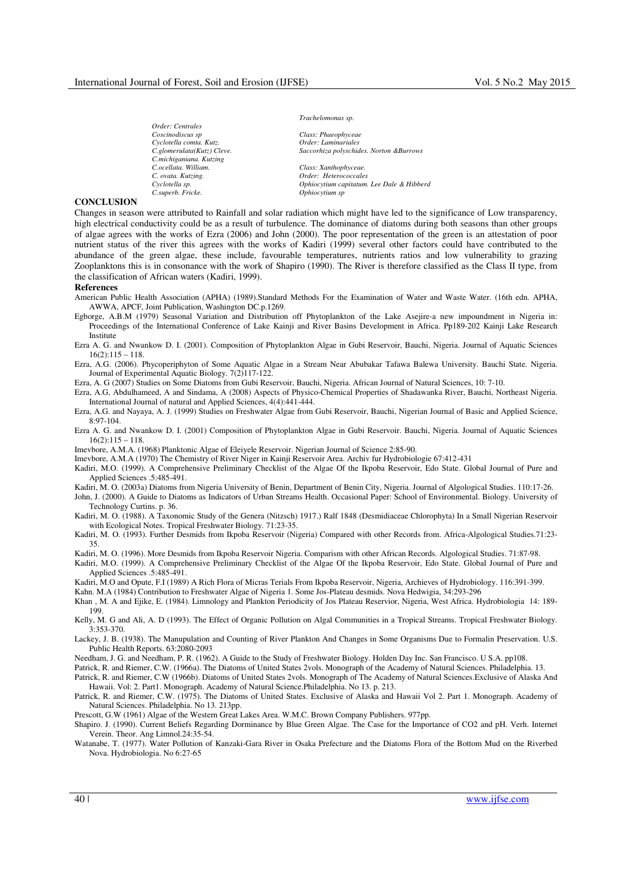*Order: Centrales*
*Coscinodiscus sp*
*Cyclotella comta. Kutz.*
*C.glomerulata(Kutz) Cleve.*
*C.michiganiana. Kutzing*
*C.ocellata. William.*
*C. ovata. Kutzing.*
*Cyclotella sp.*
*C.superb. Fricke.*

*Trachelomonas sp.*

*Class: Phaeophyceae*
*Order: Laminariales*
*Saccorhiza polyschides. Norton &Burrows*

*Class: Xanthophyceae.*
*Order: Heterococcales*
*Ophiocytium capitatum. Lee Dale & Hibberd*
*Ophiocytium sp*

## CONCLUSION

Changes in season were attributed to Rainfall and solar radiation which might have led to the significance of Low transparency, high electrical conductivity could be as a result of turbulence. The dominance of diatoms during both seasons than other groups of algae agrees with the works of Ezra (2006) and John (2000). The poor representation of the green is an attestation of poor nutrient status of the river this agrees with the works of Kadiri (1999) several other factors could have contributed to the abundance of the green algae, these include, favourable temperatures, nutrients ratios and low vulnerability to grazing Zooplanktons this is in consonance with the work of Shapiro (1990). The River is therefore classified as the Class II type, from the classification of African waters (Kadiri, 1999).

## References

American Public Health Association (APHA) (1989).Standard Methods For the Examination of Water and Waste Water. (16th edn. APHA, AWWA, APCF, Joint Publication, Washington DC.p.1269.

Egborge, A.B.M (1979) Seasonal Variation and Distribution off Phytoplankton of the Lake Asejire-a new impoundment in Nigeria in: Proceedings of the International Conference of Lake Kainji and River Basins Development in Africa. Pp189-202 Kainji Lake Research Institute

Ezra A. G. and Nwankow D. I. (2001). Composition of Phytoplankton Algae in Gubi Reservoir, Bauchi, Nigeria. Journal of Aquatic Sciences 16(2):115 – 118.

Ezra, A.G. (2006). Phycoperiphyton of Some Aquatic Algae in a Stream Near Abubakar Tafawa Balewa University. Bauchi State. Nigeria. Journal of Experimental Aquatic Biology. 7(2)117-122.

Ezra, A. G (2007) Studies on Some Diatoms from Gubi Reservoir, Bauchi, Nigeria. African Journal of Natural Sciences, 10: 7-10.

Ezra, A.G, Abdulhameed, A and Sindama, A (2008) Aspects of Physico-Chemical Properties of Shadawanka River, Bauchi, Northeast Nigeria. International Journal of natural and Applied Sciences, 4(4):441-444.

Ezra, A.G. and Nayaya, A. J. (1999) Studies on Freshwater Algae from Gubi Reservoir, Bauchi, Nigerian Journal of Basic and Applied Science, 8:97-104.

Ezra A. G. and Nwankow D. I. (2001) Composition of Phytoplankton Algae in Gubi Reservoir. Bauchi, Nigeria. Journal of Aquatic Sciences 16(2):115 – 118.

Imevbore, A.M.A. (1968) Planktonic Algae of Eleiyele Reservoir. Nigerian Journal of Science 2:85-90.

Imevbore, A.M.A (1970) The Chemistry of River Niger in Kainji Reservoir Area. Archiv fur Hydrobiologie 67:412-431

Kadiri, M.O. (1999). A Comprehensive Preliminary Checklist of the Algae Of the Ikpoba Reservoir, Edo State. Global Journal of Pure and Applied Sciences .5:485-491.

Kadiri, M. O. (2003a) Diatoms from Nigeria University of Benin, Department of Benin City, Nigeria. Journal of Algological Studies. 110:17-26.

John, J. (2000). A Guide to Diatoms as Indicators of Urban Streams Health. Occasional Paper: School of Environmental. Biology. University of Technology Curtins. p. 36.

Kadiri, M. O. (1988). A Taxonomic Study of the Genera (Nitzsch) 1917.) Ralf 1848 (Desmidiaceae Chlorophyta) In a Small Nigerian Reservoir with Ecological Notes. Tropical Freshwater Biology. 71:23-35.

Kadiri, M. O. (1993). Further Desmids from Ikpoba Reservoir (Nigeria) Compared with other Records from. Africa-Algological Studies.71:23-35.

Kadiri, M. O. (1996). More Desmids from Ikpoba Reservoir Nigeria. Comparism with other African Records. Algological Studies. 71:87-98.

Kadiri, M.O. (1999). A Comprehensive Preliminary Checklist of the Algae Of the Ikpoba Reservoir, Edo State. Global Journal of Pure and Applied Sciences .5:485-491.

Kadiri, M.O and Opute, F.I (1989) A Rich Flora of Micras Terials From Ikpoba Reservoir, Nigeria, Archieves of Hydrobiology. 116:391-399.

Kahn. M.A (1984) Contribution to Freshwater Algae of Nigeria 1. Some Jos-Plateau desmids. Nova Hedwigia, 34:293-296

Khan , M. A and Ejike, E. (1984). Limnology and Plankton Periodicity of Jos Plateau Reservior, Nigeria, West Africa. Hydrobiologia 14: 189-199.

Kelly, M. G and Ali, A. D (1993). The Effect of Organic Pollution on Algal Communities in a Tropical Streams. Tropical Freshwater Biology. 3:353-370.

Lackey, J. B. (1938). The Manupulation and Counting of River Plankton And Changes in Some Organisms Due to Formalin Preservation. U.S. Public Health Reports. 63:2080-2093

Needham, J. G. and Needham, P. R. (1962). A Guide to the Study of Freshwater Biology. Holden Day Inc. San Francisco. U S.A. pp108.

Patrick, R. and Riemer, C.W. (1966a). The Diatoms of United States 2vols. Monograph of the Academy of Natural Sciences. Philadelphia. 13.

Patrick, R. and Riemer, C.W (1966b). Diatoms of United States 2vols. Monograph of The Academy of Natural Sciences.Exclusive of Alaska And Hawaii. Vol: 2. Part1. Monograph. Academy of Natural Science.Philadelphia. No 13. p. 213.

Patrick, R. and Riemer, C.W. (1975). The Diatoms of United States. Exclusive of Alaska and Hawaii Vol 2. Part 1. Monograph. Academy of Natural Sciences. Philadelphia. No 13. 213pp.

Prescott, G.W (1961) Algae of the Western Great Lakes Area. W.M.C. Brown Company Publishers. 977pp.

Shapiro. J. (1990). Current Beliefs Regarding Dorminance by Blue Green Algae. The Case for the Importance of CO2 and pH. Verh. Internet Verein. Theor. Ang Limnol.24:35-54.

Watanabe, T. (1977). Water Pollution of Kanzaki-Gara River in Osaka Prefecture and the Diatoms Flora of the Bottom Mud on the Riverbed Nova. Hydrobiologia. No 6:27-65